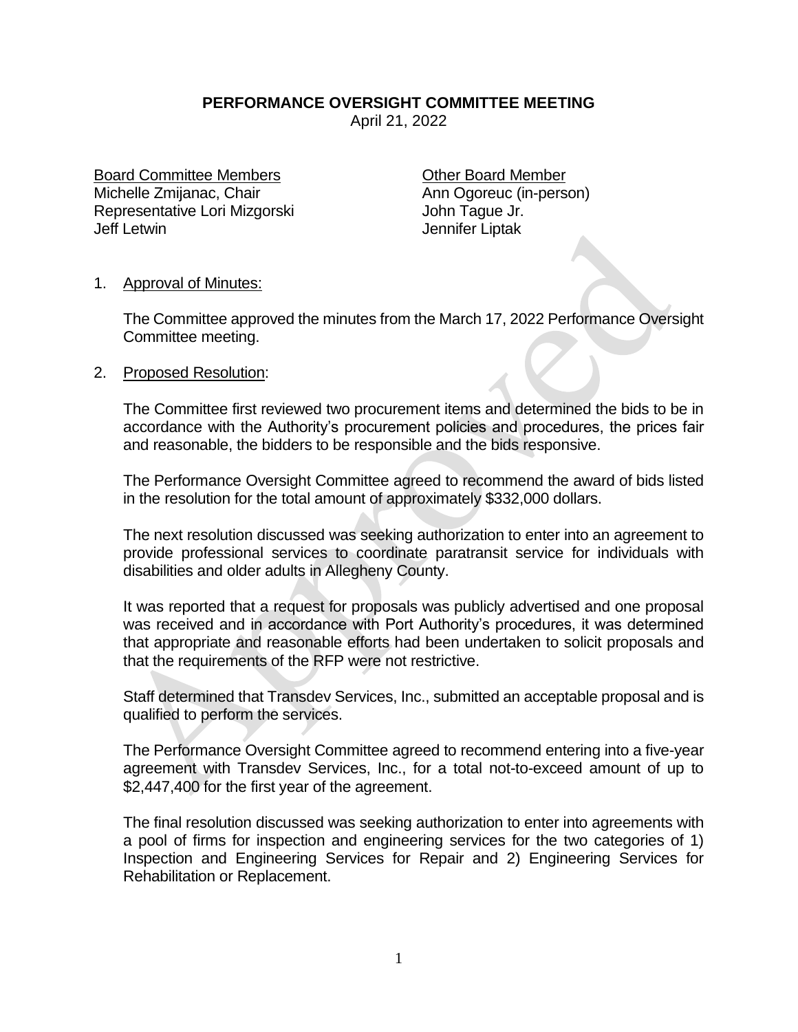**PERFORMANCE OVERSIGHT COMMITTEE MEETING**

April 21, 2022

<u>Board Committee Members</u>
Michelle Zmijanac, Chair
Representative Lori Mizgorski
Jeff Letwin

<u>Other Board Member</u>
Ann Ogoreuc (in-person)
John Tague Jr.
Jennifer Liptak

1. <u>Approval of Minutes:</u>

   The Committee approved the minutes from the March 17, 2022 Performance Oversight Committee meeting.

2. <u>Proposed Resolution</u>:

   The Committee first reviewed two procurement items and determined the bids to be in accordance with the Authority's procurement policies and procedures, the prices fair and reasonable, the bidders to be responsible and the bids responsive.

   The Performance Oversight Committee agreed to recommend the award of bids listed in the resolution for the total amount of approximately $332,000 dollars.

   The next resolution discussed was seeking authorization to enter into an agreement to provide professional services to coordinate paratransit service for individuals with disabilities and older adults in Allegheny County.

   It was reported that a request for proposals was publicly advertised and one proposal was received and in accordance with Port Authority's procedures, it was determined that appropriate and reasonable efforts had been undertaken to solicit proposals and that the requirements of the RFP were not restrictive.

   Staff determined that Transdev Services, Inc., submitted an acceptable proposal and is qualified to perform the services.

   The Performance Oversight Committee agreed to recommend entering into a five-year agreement with Transdev Services, Inc., for a total not-to-exceed amount of up to $2,447,400 for the first year of the agreement.

   The final resolution discussed was seeking authorization to enter into agreements with a pool of firms for inspection and engineering services for the two categories of 1) Inspection and Engineering Services for Repair and 2) Engineering Services for Rehabilitation or Replacement.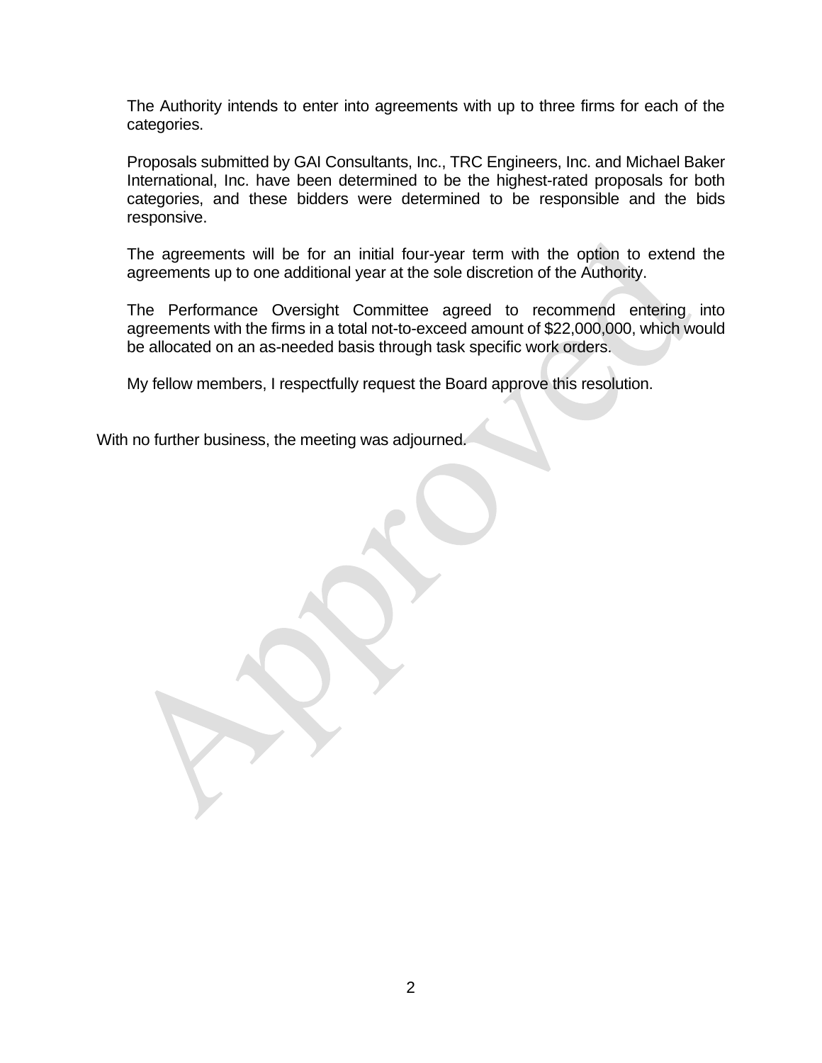The Authority intends to enter into agreements with up to three firms for each of the categories.

Proposals submitted by GAI Consultants, Inc., TRC Engineers, Inc. and Michael Baker International, Inc. have been determined to be the highest-rated proposals for both categories, and these bidders were determined to be responsible and the bids responsive.

The agreements will be for an initial four-year term with the option to extend the agreements up to one additional year at the sole discretion of the Authority.

The Performance Oversight Committee agreed to recommend entering into agreements with the firms in a total not-to-exceed amount of $22,000,000, which would be allocated on an as-needed basis through task specific work orders.

My fellow members, I respectfully request the Board approve this resolution.

With no further business, the meeting was adjourned.